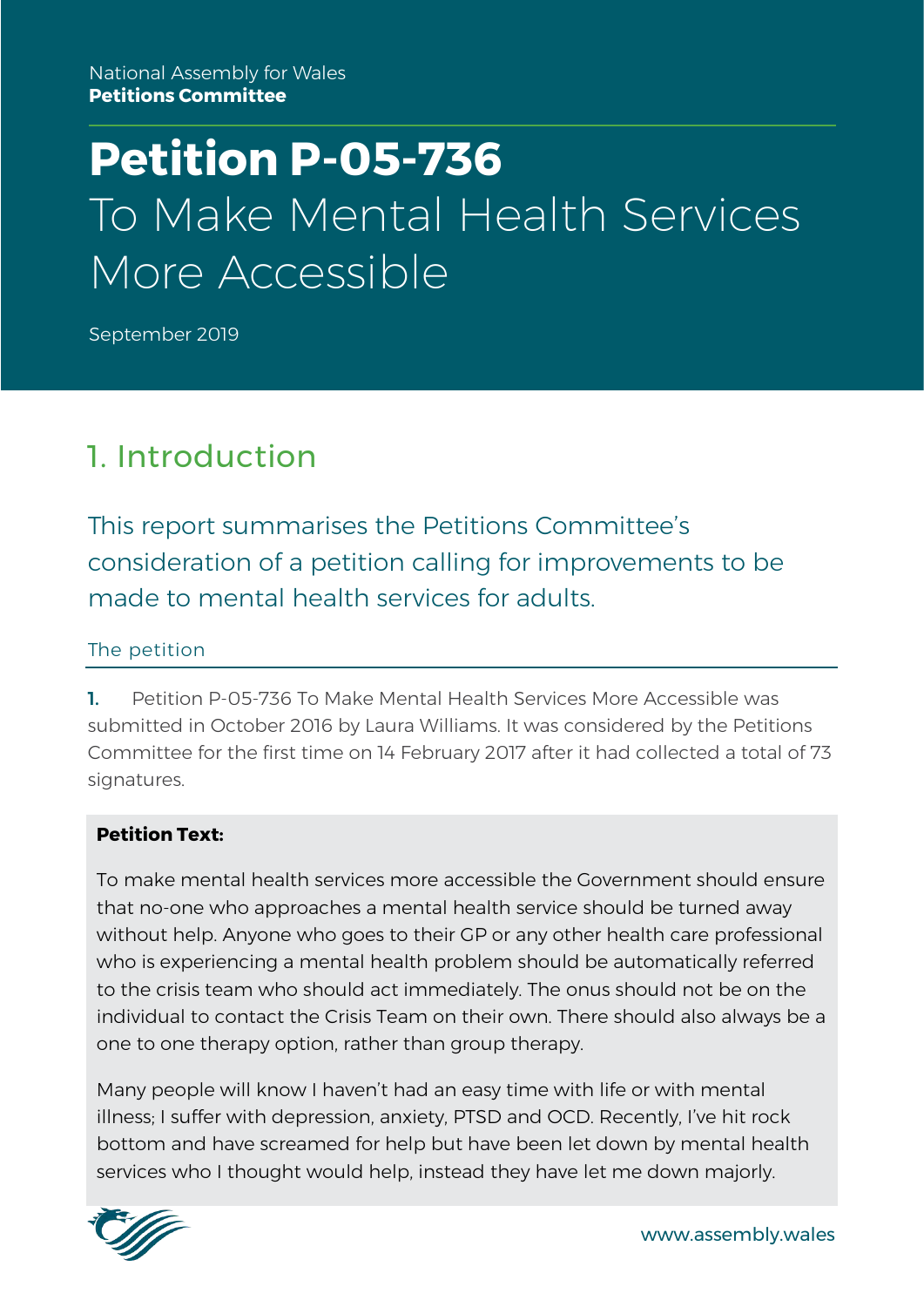National Assembly for Wales
**Petitions Committee**

# Petition P-05-736
# To Make Mental Health Services More Accessible

September 2019

## 1. Introduction

This report summarises the Petitions Committee's consideration of a petition calling for improvements to be made to mental health services for adults.

### The petition

**1.** Petition P-05-736 To Make Mental Health Services More Accessible was submitted in October 2016 by Laura Williams. It was considered by the Petitions Committee for the first time on 14 February 2017 after it had collected a total of 73 signatures.

**Petition Text:**

To make mental health services more accessible the Government should ensure that no-one who approaches a mental health service should be turned away without help. Anyone who goes to their GP or any other health care professional who is experiencing a mental health problem should be automatically referred to the crisis team who should act immediately. The onus should not be on the individual to contact the Crisis Team on their own. There should also always be a one to one therapy option, rather than group therapy.

Many people will know I haven't had an easy time with life or with mental illness; I suffer with depression, anxiety, PTSD and OCD. Recently, I've hit rock bottom and have screamed for help but have been let down by mental health services who I thought would help, instead they have let me down majorly.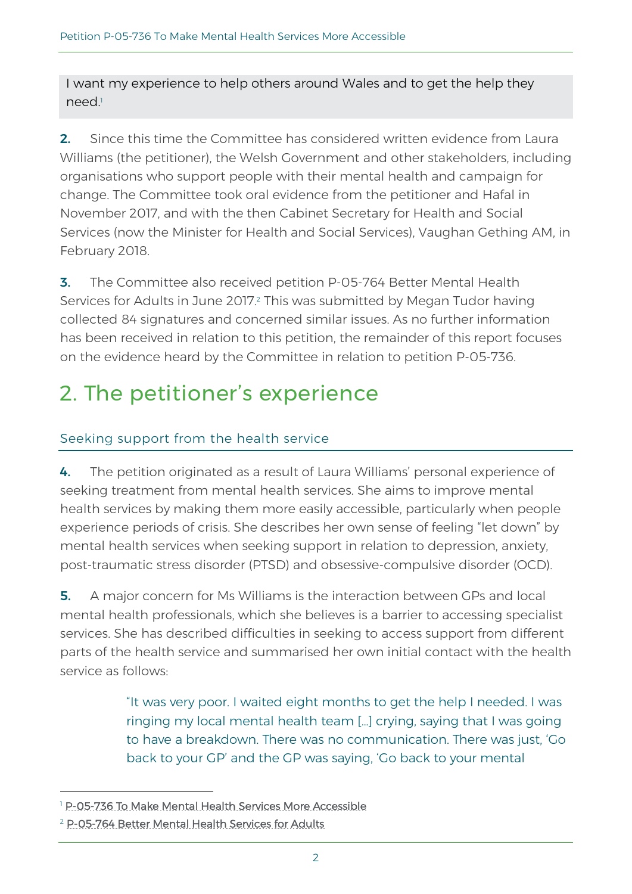> I want my experience to help others around Wales and to get the help they need.[1]

**2.** Since this time the Committee has considered written evidence from Laura Williams (the petitioner), the Welsh Government and other stakeholders, including organisations who support people with their mental health and campaign for change. The Committee took oral evidence from the petitioner and Hafal in November 2017, and with the then Cabinet Secretary for Health and Social Services (now the Minister for Health and Social Services), Vaughan Gething AM, in February 2018.

**3.** The Committee also received petition P-05-764 Better Mental Health Services for Adults in June 2017.[2] This was submitted by Megan Tudor having collected 84 signatures and concerned similar issues. As no further information has been received in relation to this petition, the remainder of this report focuses on the evidence heard by the Committee in relation to petition P-05-736.

# 2. The petitioner's experience

## Seeking support from the health service

**4.** The petition originated as a result of Laura Williams' personal experience of seeking treatment from mental health services. She aims to improve mental health services by making them more easily accessible, particularly when people experience periods of crisis. She describes her own sense of feeling "let down" by mental health services when seeking support in relation to depression, anxiety, post-traumatic stress disorder (PTSD) and obsessive-compulsive disorder (OCD).

**5.** A major concern for Ms Williams is the interaction between GPs and local mental health professionals, which she believes is a barrier to accessing specialist services. She has described difficulties in seeking to access support from different parts of the health service and summarised her own initial contact with the health service as follows:

> "It was very poor. I waited eight months to get the help I needed. I was ringing my local mental health team […] crying, saying that I was going to have a breakdown. There was no communication. There was just, 'Go back to your GP' and the GP was saying, 'Go back to your mental

---

[1] P-05-736 To Make Mental Health Services More Accessible

[2] P-05-764 Better Mental Health Services for Adults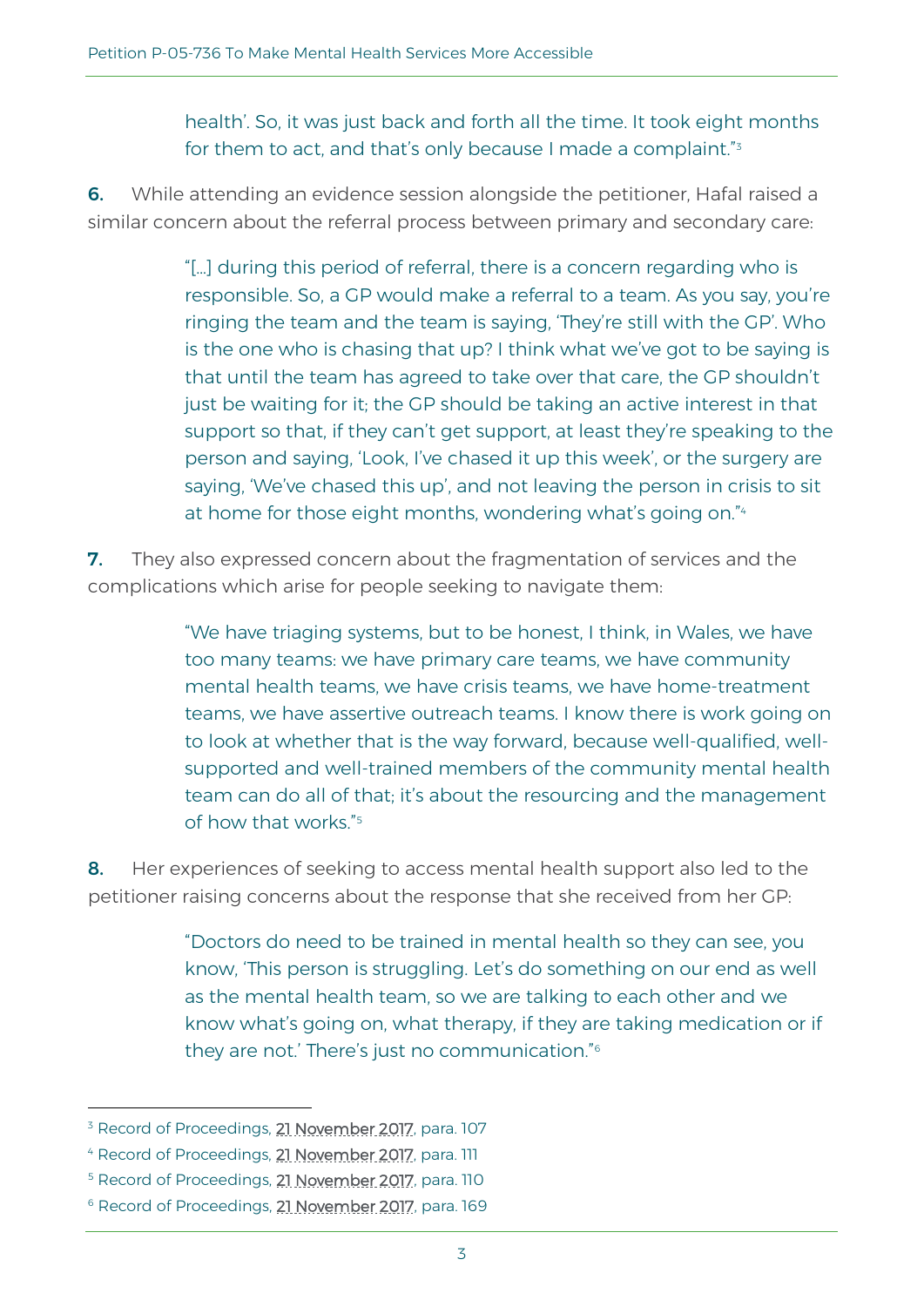> health'. So, it was just back and forth all the time. It took eight months for them to act, and that's only because I made a complaint."[3]

**6.** While attending an evidence session alongside the petitioner, Hafal raised a similar concern about the referral process between primary and secondary care:

> "[…] during this period of referral, there is a concern regarding who is responsible. So, a GP would make a referral to a team. As you say, you're ringing the team and the team is saying, 'They're still with the GP'. Who is the one who is chasing that up? I think what we've got to be saying is that until the team has agreed to take over that care, the GP shouldn't just be waiting for it; the GP should be taking an active interest in that support so that, if they can't get support, at least they're speaking to the person and saying, 'Look, I've chased it up this week', or the surgery are saying, 'We've chased this up', and not leaving the person in crisis to sit at home for those eight months, wondering what's going on."[4]

**7.** They also expressed concern about the fragmentation of services and the complications which arise for people seeking to navigate them:

> "We have triaging systems, but to be honest, I think, in Wales, we have too many teams: we have primary care teams, we have community mental health teams, we have crisis teams, we have home-treatment teams, we have assertive outreach teams. I know there is work going on to look at whether that is the way forward, because well-qualified, well-supported and well-trained members of the community mental health team can do all of that; it's about the resourcing and the management of how that works."[5]

**8.** Her experiences of seeking to access mental health support also led to the petitioner raising concerns about the response that she received from her GP:

> "Doctors do need to be trained in mental health so they can see, you know, 'This person is struggling. Let's do something on our end as well as the mental health team, so we are talking to each other and we know what's going on, what therapy, if they are taking medication or if they are not.' There's just no communication."[6]

---

[3] Record of Proceedings, 21 November 2017, para. 107

[4] Record of Proceedings, 21 November 2017, para. 111

[5] Record of Proceedings, 21 November 2017, para. 110

[6] Record of Proceedings, 21 November 2017, para. 169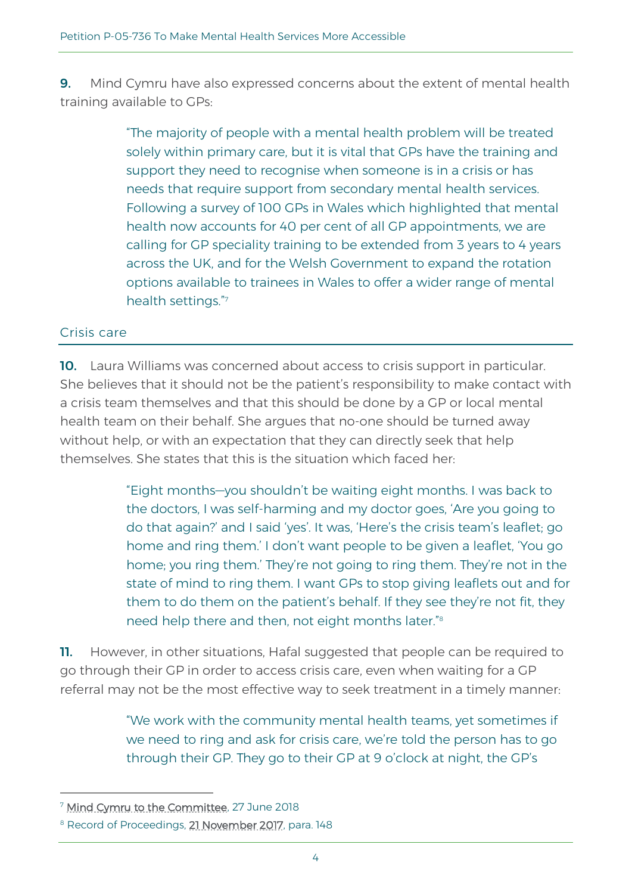**9.** Mind Cymru have also expressed concerns about the extent of mental health training available to GPs:

> "The majority of people with a mental health problem will be treated solely within primary care, but it is vital that GPs have the training and support they need to recognise when someone is in a crisis or has needs that require support from secondary mental health services. Following a survey of 100 GPs in Wales which highlighted that mental health now accounts for 40 per cent of all GP appointments, we are calling for GP speciality training to be extended from 3 years to 4 years across the UK, and for the Welsh Government to expand the rotation options available to trainees in Wales to offer a wider range of mental health settings."[7]

## Crisis care

**10.** Laura Williams was concerned about access to crisis support in particular. She believes that it should not be the patient's responsibility to make contact with a crisis team themselves and that this should be done by a GP or local mental health team on their behalf. She argues that no-one should be turned away without help, or with an expectation that they can directly seek that help themselves. She states that this is the situation which faced her:

> "Eight months—you shouldn't be waiting eight months. I was back to the doctors, I was self-harming and my doctor goes, 'Are you going to do that again?' and I said 'yes'. It was, 'Here's the crisis team's leaflet; go home and ring them.' I don't want people to be given a leaflet, 'You go home; you ring them.' They're not going to ring them. They're not in the state of mind to ring them. I want GPs to stop giving leaflets out and for them to do them on the patient's behalf. If they see they're not fit, they need help there and then, not eight months later."[8]

**11.** However, in other situations, Hafal suggested that people can be required to go through their GP in order to access crisis care, even when waiting for a GP referral may not be the most effective way to seek treatment in a timely manner:

> "We work with the community mental health teams, yet sometimes if we need to ring and ask for crisis care, we're told the person has to go through their GP. They go to their GP at 9 o'clock at night, the GP's

---

[7] Mind Cymru to the Committee, 27 June 2018

[8] Record of Proceedings, 21 November 2017, para. 148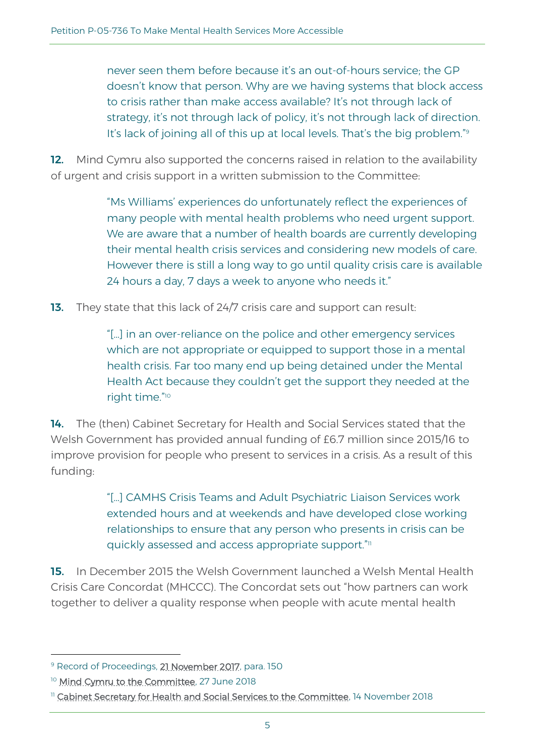> never seen them before because it's an out-of-hours service; the GP doesn't know that person. Why are we having systems that block access to crisis rather than make access available? It's not through lack of strategy, it's not through lack of policy, it's not through lack of direction. It's lack of joining all of this up at local levels. That's the big problem."[9]

**12.** Mind Cymru also supported the concerns raised in relation to the availability of urgent and crisis support in a written submission to the Committee:

> "Ms Williams' experiences do unfortunately reflect the experiences of many people with mental health problems who need urgent support. We are aware that a number of health boards are currently developing their mental health crisis services and considering new models of care. However there is still a long way to go until quality crisis care is available 24 hours a day, 7 days a week to anyone who needs it."

**13.** They state that this lack of 24/7 crisis care and support can result:

> "[…] in an over-reliance on the police and other emergency services which are not appropriate or equipped to support those in a mental health crisis. Far too many end up being detained under the Mental Health Act because they couldn't get the support they needed at the right time."[10]

**14.** The (then) Cabinet Secretary for Health and Social Services stated that the Welsh Government has provided annual funding of £6.7 million since 2015/16 to improve provision for people who present to services in a crisis. As a result of this funding:

> "[…] CAMHS Crisis Teams and Adult Psychiatric Liaison Services work extended hours and at weekends and have developed close working relationships to ensure that any person who presents in crisis can be quickly assessed and access appropriate support."[11]

**15.** In December 2015 the Welsh Government launched a Welsh Mental Health Crisis Care Concordat (MHCCC). The Concordat sets out "how partners can work together to deliver a quality response when people with acute mental health

---

[9] Record of Proceedings, 21 November 2017, para. 150

[10] Mind Cymru to the Committee, 27 June 2018

[11] Cabinet Secretary for Health and Social Services to the Committee, 14 November 2018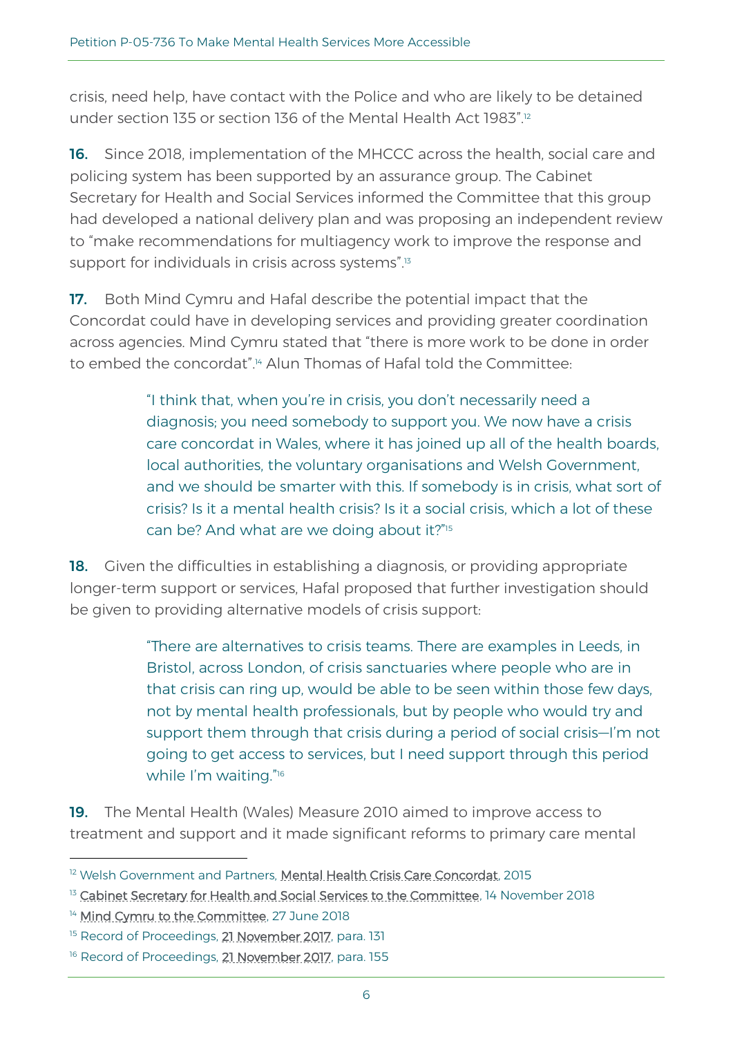crisis, need help, have contact with the Police and who are likely to be detained under section 135 or section 136 of the Mental Health Act 1983".[12]

**16.** Since 2018, implementation of the MHCCC across the health, social care and policing system has been supported by an assurance group. The Cabinet Secretary for Health and Social Services informed the Committee that this group had developed a national delivery plan and was proposing an independent review to "make recommendations for multiagency work to improve the response and support for individuals in crisis across systems".[13]

**17.** Both Mind Cymru and Hafal describe the potential impact that the Concordat could have in developing services and providing greater coordination across agencies. Mind Cymru stated that "there is more work to be done in order to embed the concordat".[14] Alun Thomas of Hafal told the Committee:

> "I think that, when you're in crisis, you don't necessarily need a diagnosis; you need somebody to support you. We now have a crisis care concordat in Wales, where it has joined up all of the health boards, local authorities, the voluntary organisations and Welsh Government, and we should be smarter with this. If somebody is in crisis, what sort of crisis? Is it a mental health crisis? Is it a social crisis, which a lot of these can be? And what are we doing about it?"[15]

**18.** Given the difficulties in establishing a diagnosis, or providing appropriate longer-term support or services, Hafal proposed that further investigation should be given to providing alternative models of crisis support:

> "There are alternatives to crisis teams. There are examples in Leeds, in Bristol, across London, of crisis sanctuaries where people who are in that crisis can ring up, would be able to be seen within those few days, not by mental health professionals, but by people who would try and support them through that crisis during a period of social crisis—I'm not going to get access to services, but I need support through this period while I'm waiting."[16]

**19.** The Mental Health (Wales) Measure 2010 aimed to improve access to treatment and support and it made significant reforms to primary care mental

---

[12] Welsh Government and Partners, Mental Health Crisis Care Concordat, 2015

[13] Cabinet Secretary for Health and Social Services to the Committee, 14 November 2018

[14] Mind Cymru to the Committee, 27 June 2018

[15] Record of Proceedings, 21 November 2017, para. 131

[16] Record of Proceedings, 21 November 2017, para. 155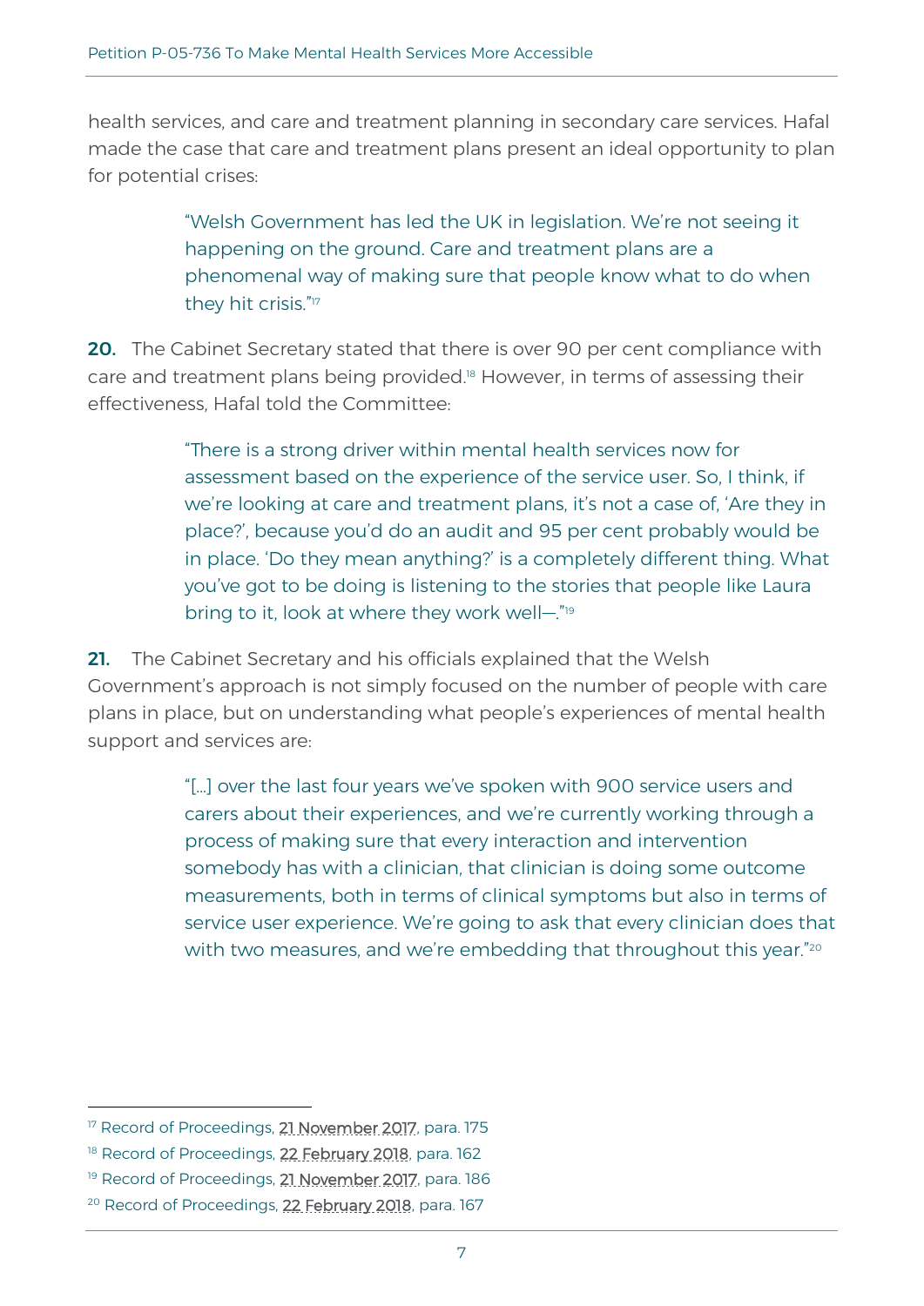health services, and care and treatment planning in secondary care services. Hafal made the case that care and treatment plans present an ideal opportunity to plan for potential crises:

> "Welsh Government has led the UK in legislation. We're not seeing it happening on the ground. Care and treatment plans are a phenomenal way of making sure that people know what to do when they hit crisis."[17]

**20.** The Cabinet Secretary stated that there is over 90 per cent compliance with care and treatment plans being provided.[18] However, in terms of assessing their effectiveness, Hafal told the Committee:

> "There is a strong driver within mental health services now for assessment based on the experience of the service user. So, I think, if we're looking at care and treatment plans, it's not a case of, 'Are they in place?', because you'd do an audit and 95 per cent probably would be in place. 'Do they mean anything?' is a completely different thing. What you've got to be doing is listening to the stories that people like Laura bring to it, look at where they work well—."[19]

**21.** The Cabinet Secretary and his officials explained that the Welsh Government's approach is not simply focused on the number of people with care plans in place, but on understanding what people's experiences of mental health support and services are:

> "[…] over the last four years we've spoken with 900 service users and carers about their experiences, and we're currently working through a process of making sure that every interaction and intervention somebody has with a clinician, that clinician is doing some outcome measurements, both in terms of clinical symptoms but also in terms of service user experience. We're going to ask that every clinician does that with two measures, and we're embedding that throughout this year."[20]

---

[17] Record of Proceedings, 21 November 2017, para. 175

[18] Record of Proceedings, 22 February 2018, para. 162

[19] Record of Proceedings, 21 November 2017, para. 186

[20] Record of Proceedings, 22 February 2018, para. 167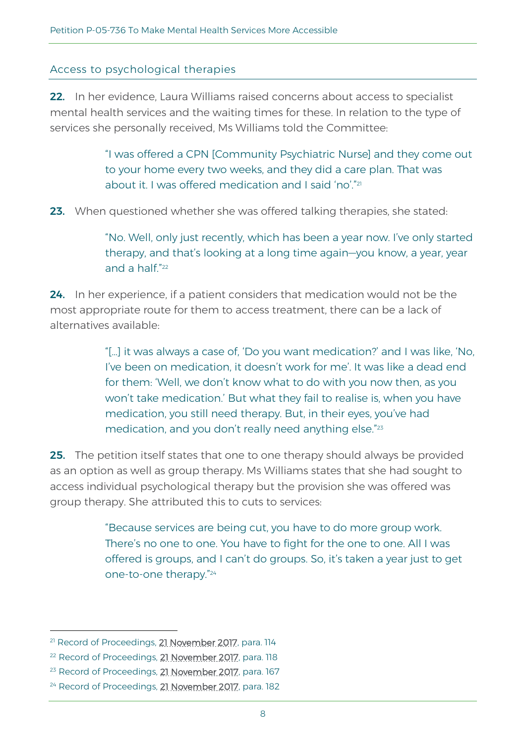## Access to psychological therapies

**22.** In her evidence, Laura Williams raised concerns about access to specialist mental health services and the waiting times for these. In relation to the type of services she personally received, Ms Williams told the Committee:

> "I was offered a CPN [Community Psychiatric Nurse] and they come out to your home every two weeks, and they did a care plan. That was about it. I was offered medication and I said 'no'."[21]

**23.** When questioned whether she was offered talking therapies, she stated:

> "No. Well, only just recently, which has been a year now. I've only started therapy, and that's looking at a long time again—you know, a year, year and a half."[22]

**24.** In her experience, if a patient considers that medication would not be the most appropriate route for them to access treatment, there can be a lack of alternatives available:

> "[…] it was always a case of, 'Do you want medication?' and I was like, 'No, I've been on medication, it doesn't work for me'. It was like a dead end for them: 'Well, we don't know what to do with you now then, as you won't take medication.' But what they fail to realise is, when you have medication, you still need therapy. But, in their eyes, you've had medication, and you don't really need anything else."[23]

**25.** The petition itself states that one to one therapy should always be provided as an option as well as group therapy. Ms Williams states that she had sought to access individual psychological therapy but the provision she was offered was group therapy. She attributed this to cuts to services:

> "Because services are being cut, you have to do more group work. There's no one to one. You have to fight for the one to one. All I was offered is groups, and I can't do groups. So, it's taken a year just to get one-to-one therapy."[24]

---

[21] Record of Proceedings, 21 November 2017, para. 114

[22] Record of Proceedings, 21 November 2017, para. 118

[23] Record of Proceedings, 21 November 2017, para. 167

[24] Record of Proceedings, 21 November 2017, para. 182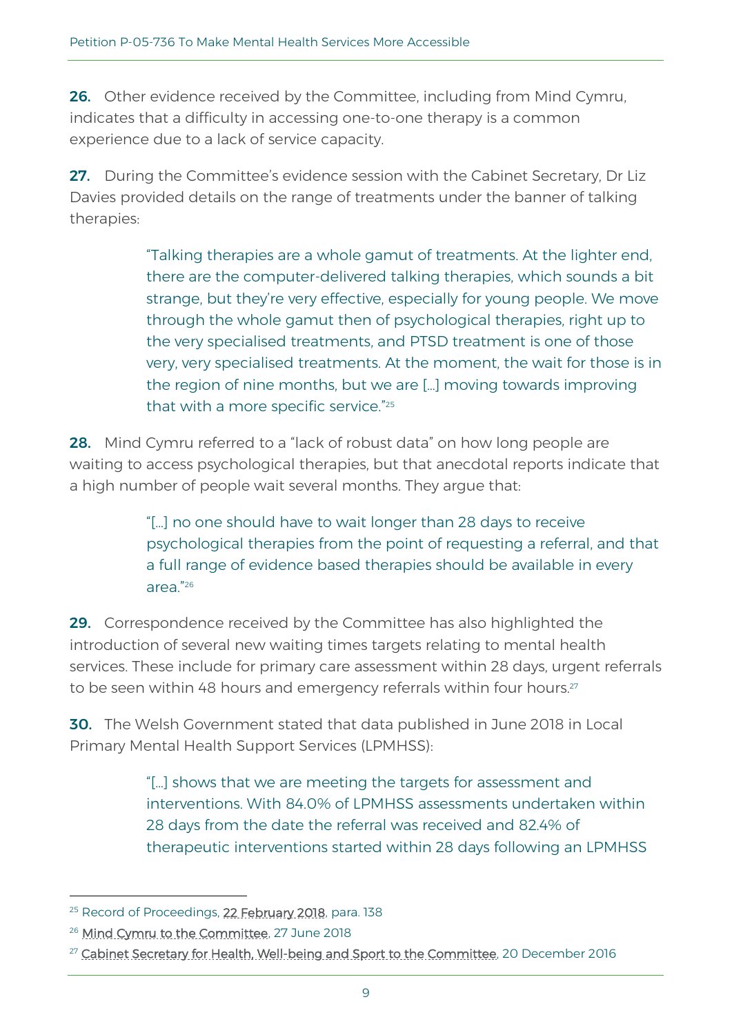**26.** Other evidence received by the Committee, including from Mind Cymru, indicates that a difficulty in accessing one-to-one therapy is a common experience due to a lack of service capacity.

**27.** During the Committee's evidence session with the Cabinet Secretary, Dr Liz Davies provided details on the range of treatments under the banner of talking therapies:

> "Talking therapies are a whole gamut of treatments. At the lighter end, there are the computer-delivered talking therapies, which sounds a bit strange, but they're very effective, especially for young people. We move through the whole gamut then of psychological therapies, right up to the very specialised treatments, and PTSD treatment is one of those very, very specialised treatments. At the moment, the wait for those is in the region of nine months, but we are [...] moving towards improving that with a more specific service."[25]

**28.** Mind Cymru referred to a "lack of robust data" on how long people are waiting to access psychological therapies, but that anecdotal reports indicate that a high number of people wait several months. They argue that:

> "[...] no one should have to wait longer than 28 days to receive psychological therapies from the point of requesting a referral, and that a full range of evidence based therapies should be available in every area."[26]

**29.** Correspondence received by the Committee has also highlighted the introduction of several new waiting times targets relating to mental health services. These include for primary care assessment within 28 days, urgent referrals to be seen within 48 hours and emergency referrals within four hours.[27]

**30.** The Welsh Government stated that data published in June 2018 in Local Primary Mental Health Support Services (LPMHSS):

> "[...] shows that we are meeting the targets for assessment and interventions. With 84.0% of LPMHSS assessments undertaken within 28 days from the date the referral was received and 82.4% of therapeutic interventions started within 28 days following an LPMHSS

---

[25] Record of Proceedings, 22 February 2018, para. 138

[26] Mind Cymru to the Committee, 27 June 2018

[27] Cabinet Secretary for Health, Well-being and Sport to the Committee, 20 December 2016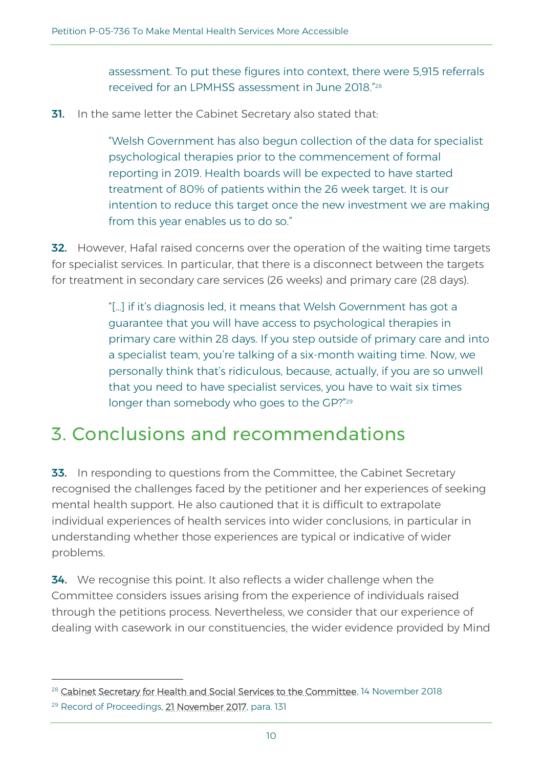> assessment. To put these figures into context, there were 5,915 referrals received for an LPMHSS assessment in June 2018."[28]

**31.** In the same letter the Cabinet Secretary also stated that:

> "Welsh Government has also begun collection of the data for specialist psychological therapies prior to the commencement of formal reporting in 2019. Health boards will be expected to have started treatment of 80% of patients within the 26 week target. It is our intention to reduce this target once the new investment we are making from this year enables us to do so."

**32.** However, Hafal raised concerns over the operation of the waiting time targets for specialist services. In particular, that there is a disconnect between the targets for treatment in secondary care services (26 weeks) and primary care (28 days).

> "[…] if it's diagnosis led, it means that Welsh Government has got a guarantee that you will have access to psychological therapies in primary care within 28 days. If you step outside of primary care and into a specialist team, you're talking of a six-month waiting time. Now, we personally think that's ridiculous, because, actually, if you are so unwell that you need to have specialist services, you have to wait six times longer than somebody who goes to the GP?"[29]

# 3. Conclusions and recommendations

**33.** In responding to questions from the Committee, the Cabinet Secretary recognised the challenges faced by the petitioner and her experiences of seeking mental health support. He also cautioned that it is difficult to extrapolate individual experiences of health services into wider conclusions, in particular in understanding whether those experiences are typical or indicative of wider problems.

**34.** We recognise this point. It also reflects a wider challenge when the Committee considers issues arising from the experience of individuals raised through the petitions process. Nevertheless, we consider that our experience of dealing with casework in our constituencies, the wider evidence provided by Mind

---

[28] Cabinet Secretary for Health and Social Services to the Committee, 14 November 2018

[29] Record of Proceedings, 21 November 2017, para. 131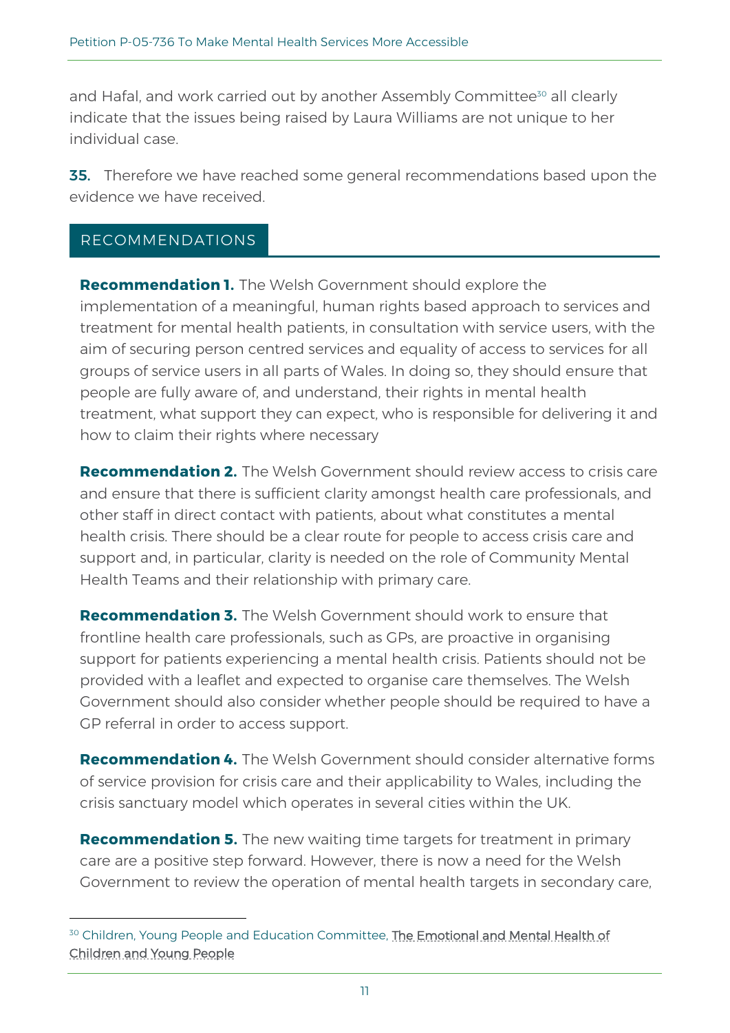and Hafal, and work carried out by another Assembly Committee[30] all clearly indicate that the issues being raised by Laura Williams are not unique to her individual case.

**35.** Therefore we have reached some general recommendations based upon the evidence we have received.

## RECOMMENDATIONS

**Recommendation 1.** The Welsh Government should explore the implementation of a meaningful, human rights based approach to services and treatment for mental health patients, in consultation with service users, with the aim of securing person centred services and equality of access to services for all groups of service users in all parts of Wales. In doing so, they should ensure that people are fully aware of, and understand, their rights in mental health treatment, what support they can expect, who is responsible for delivering it and how to claim their rights where necessary

**Recommendation 2.** The Welsh Government should review access to crisis care and ensure that there is sufficient clarity amongst health care professionals, and other staff in direct contact with patients, about what constitutes a mental health crisis. There should be a clear route for people to access crisis care and support and, in particular, clarity is needed on the role of Community Mental Health Teams and their relationship with primary care.

**Recommendation 3.** The Welsh Government should work to ensure that frontline health care professionals, such as GPs, are proactive in organising support for patients experiencing a mental health crisis. Patients should not be provided with a leaflet and expected to organise care themselves. The Welsh Government should also consider whether people should be required to have a GP referral in order to access support.

**Recommendation 4.** The Welsh Government should consider alternative forms of service provision for crisis care and their applicability to Wales, including the crisis sanctuary model which operates in several cities within the UK.

**Recommendation 5.** The new waiting time targets for treatment in primary care are a positive step forward. However, there is now a need for the Welsh Government to review the operation of mental health targets in secondary care,

---

[30] Children, Young People and Education Committee, The Emotional and Mental Health of Children and Young People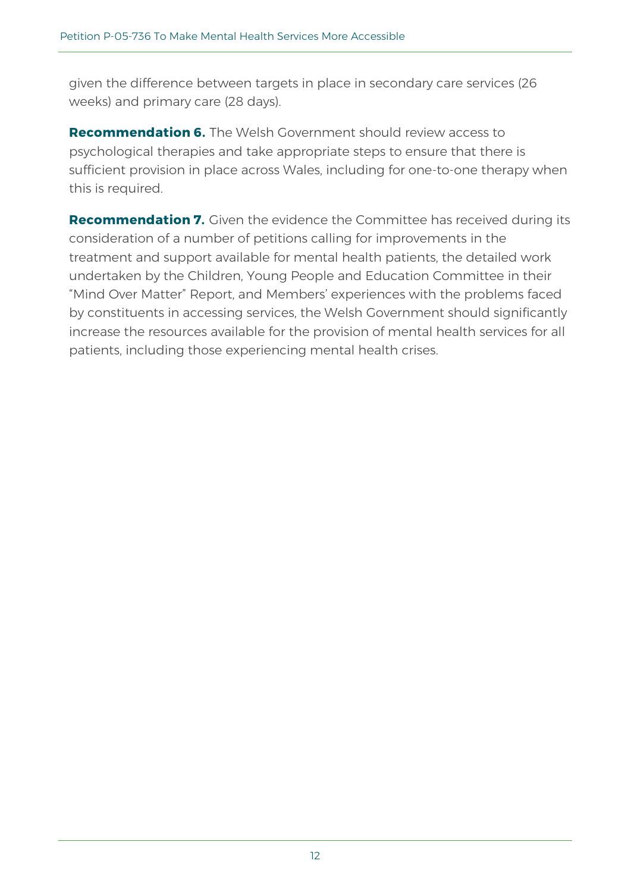given the difference between targets in place in secondary care services (26 weeks) and primary care (28 days).

**Recommendation 6.** The Welsh Government should review access to psychological therapies and take appropriate steps to ensure that there is sufficient provision in place across Wales, including for one-to-one therapy when this is required.

**Recommendation 7.** Given the evidence the Committee has received during its consideration of a number of petitions calling for improvements in the treatment and support available for mental health patients, the detailed work undertaken by the Children, Young People and Education Committee in their "Mind Over Matter" Report, and Members' experiences with the problems faced by constituents in accessing services, the Welsh Government should significantly increase the resources available for the provision of mental health services for all patients, including those experiencing mental health crises.